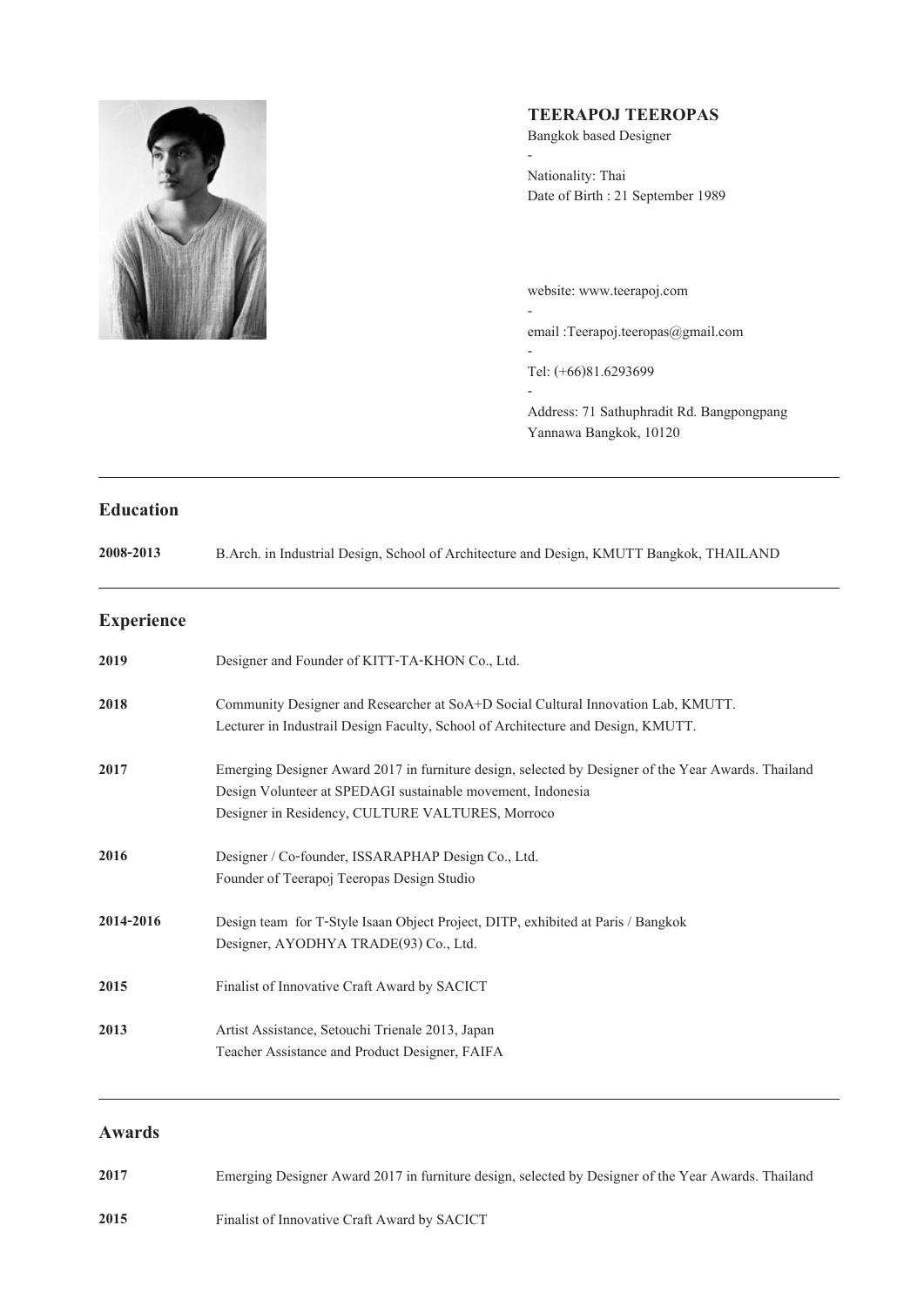**TEERAPOJ TEEROPAS**
Bangkok based Designer
-
Nationality: Thai
Date of Birth : 21 September 1989

website: www.teerapoj.com
-
email :Teerapoj.teeropas@gmail.com
-
Tel: (+66)81.6293699
-
Address: 71 Sathuphradit Rd. Bangpongpang
Yannawa Bangkok, 10120

---

## Education

**2008-2013** B.Arch. in Industrial Design, School of Architecture and Design, KMUTT Bangkok, THAILAND

---

## Experience

**2019** Designer and Founder of KITT-TA-KHON Co., Ltd.

**2018** Community Designer and Researcher at SoA+D Social Cultural Innovation Lab, KMUTT.
Lecturer in Industrail Design Faculty, School of Architecture and Design, KMUTT.

**2017** Emerging Designer Award 2017 in furniture design, selected by Designer of the Year Awards. Thailand
Design Volunteer at SPEDAGI sustainable movement, Indonesia
Designer in Residency, CULTURE VALTURES, Morroco

**2016** Designer / Co-founder, ISSARAPHAP Design Co., Ltd.
Founder of Teerapoj Teeropas Design Studio

**2014-2016** Design team for T-Style Isaan Object Project, DITP, exhibited at Paris / Bangkok
Designer, AYODHYA TRADE(93) Co., Ltd.

**2015** Finalist of Innovative Craft Award by SACICT

**2013** Artist Assistance, Setouchi Trienale 2013, Japan
Teacher Assistance and Product Designer, FAIFA

---

## Awards

**2017** Emerging Designer Award 2017 in furniture design, selected by Designer of the Year Awards. Thailand

**2015** Finalist of Innovative Craft Award by SACICT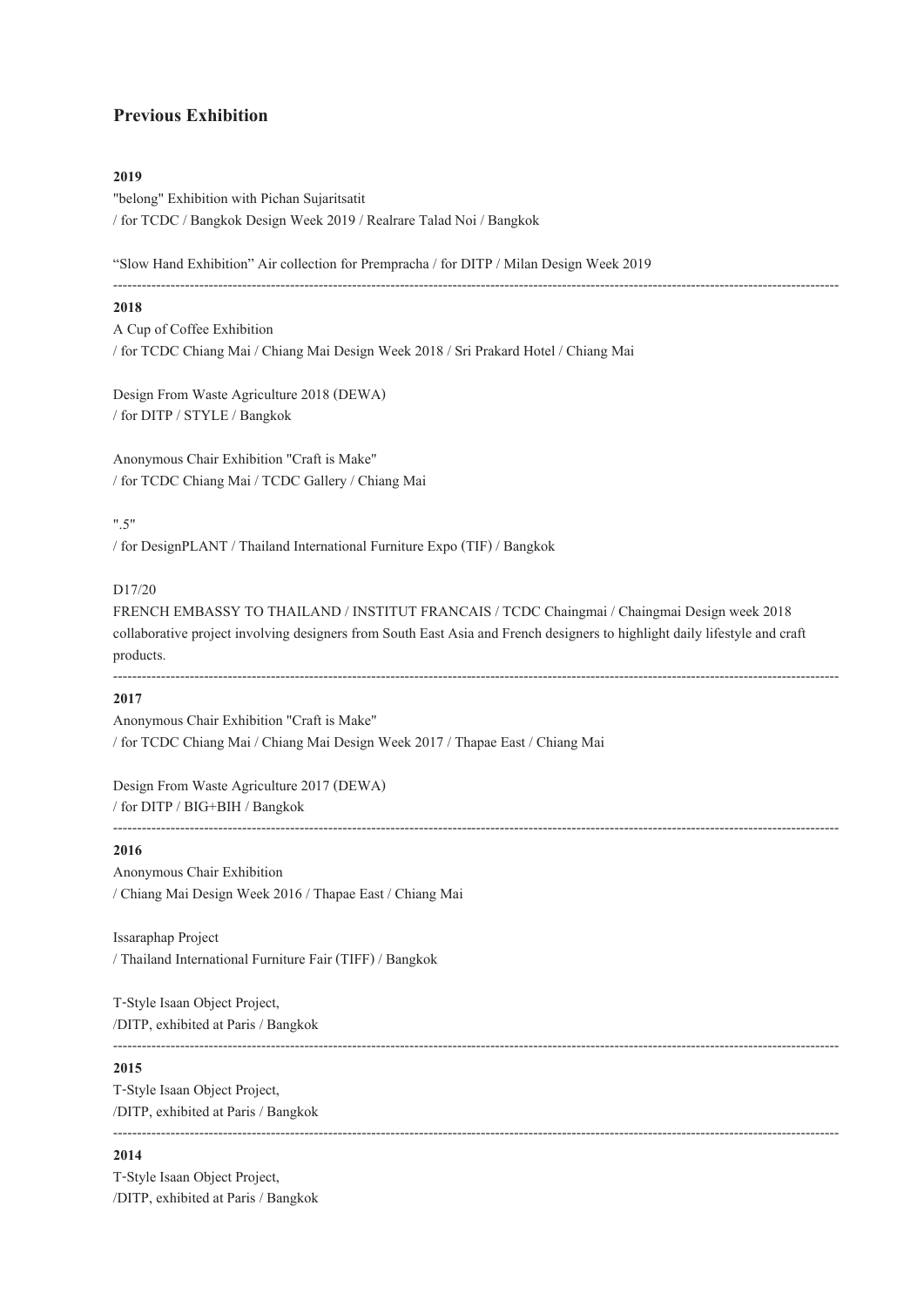## Previous Exhibition

**2019**

"belong" Exhibition with Pichan Sujaritsatit
/ for TCDC / Bangkok Design Week 2019 / Realrare Talad Noi / Bangkok

“Slow Hand Exhibition” Air collection for Prempracha / for DITP / Milan Design Week 2019

---

**2018**

A Cup of Coffee Exhibition
/ for TCDC Chiang Mai / Chiang Mai Design Week 2018 / Sri Prakard Hotel / Chiang Mai

Design From Waste Agriculture 2018 (DEWA)
/ for DITP / STYLE / Bangkok

Anonymous Chair Exhibition "Craft is Make"
/ for TCDC Chiang Mai / TCDC Gallery / Chiang Mai

".5"
/ for DesignPLANT / Thailand International Furniture Expo (TIF) / Bangkok

D17/20
FRENCH EMBASSY TO THAILAND / INSTITUT FRANCAIS / TCDC Chaingmai / Chaingmai Design week 2018
collaborative project involving designers from South East Asia and French designers to highlight daily lifestyle and craft products.

---

**2017**

Anonymous Chair Exhibition "Craft is Make"
/ for TCDC Chiang Mai / Chiang Mai Design Week 2017 / Thapae East / Chiang Mai

Design From Waste Agriculture 2017 (DEWA)
/ for DITP / BIG+BIH / Bangkok

---

**2016**

Anonymous Chair Exhibition
/ Chiang Mai Design Week 2016 / Thapae East / Chiang Mai

Issaraphap Project
/ Thailand International Furniture Fair (TIFF) / Bangkok

T-Style Isaan Object Project,
/DITP, exhibited at Paris / Bangkok

---

**2015**

T-Style Isaan Object Project,
/DITP, exhibited at Paris / Bangkok

---

**2014**

T-Style Isaan Object Project,
/DITP, exhibited at Paris / Bangkok